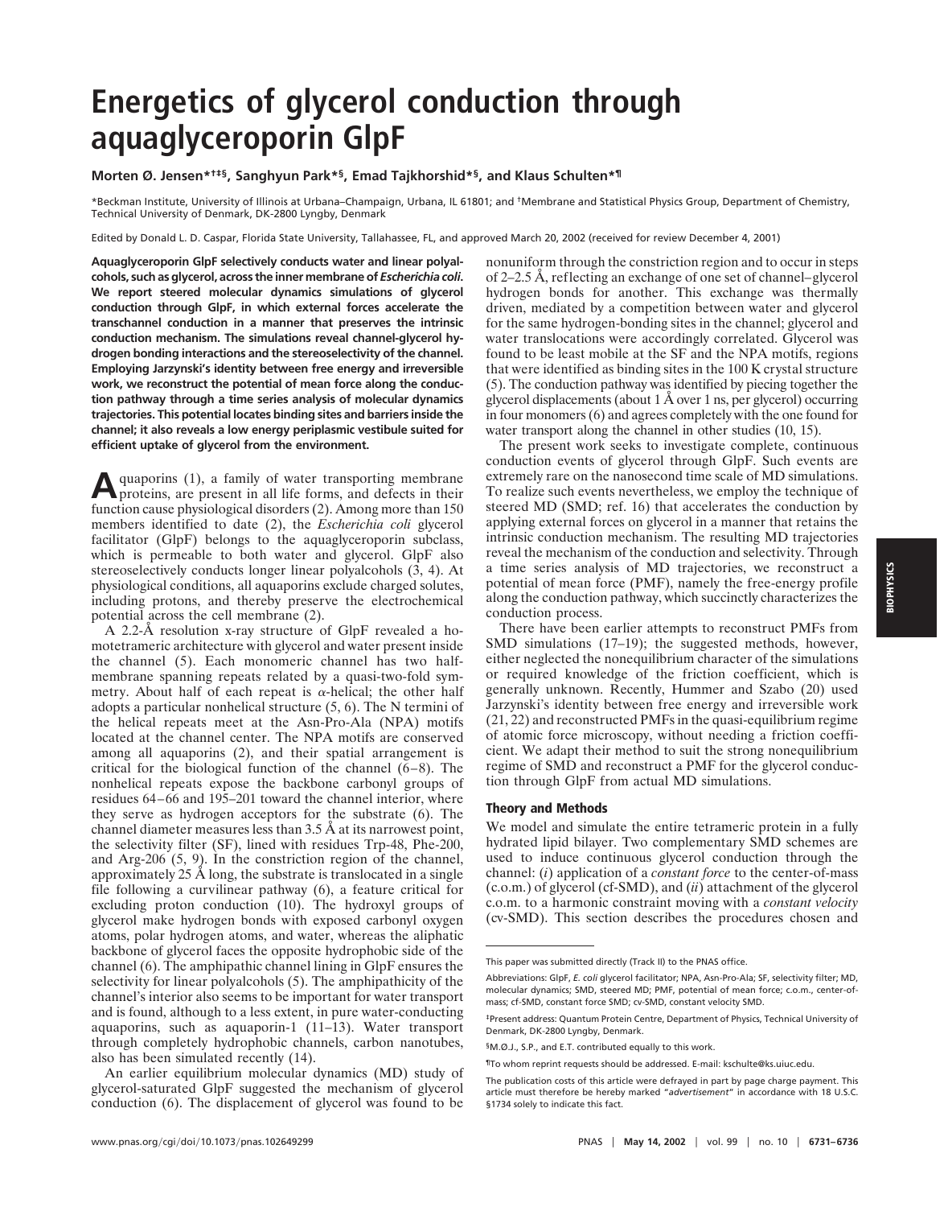# Energetics of glycerol conduction through aquaglyceroporin GlpF

**Morten Ø. Jensen*[†‡§], Sanghyun Park*[§], Emad Tajkhorshid*[§], and Klaus Schulten*[¶]**

*Beckman Institute, University of Illinois at Urbana–Champaign, Urbana, IL 61801; and [†]Membrane and Statistical Physics Group, Department of Chemistry, Technical University of Denmark, DK-2800 Lyngby, Denmark

Edited by Donald L. D. Caspar, Florida State University, Tallahassee, FL, and approved March 20, 2002 (received for review December 4, 2001)

**Aquaglyceroporin GlpF selectively conducts water and linear polyalcohols, such as glycerol, across the inner membrane of *Escherichia coli*. We report steered molecular dynamics simulations of glycerol conduction through GlpF, in which external forces accelerate the transchannel conduction in a manner that preserves the intrinsic conduction mechanism. The simulations reveal channel-glycerol hydrogen bonding interactions and the stereoselectivity of the channel. Employing Jarzynski's identity between free energy and irreversible work, we reconstruct the potential of mean force along the conduction pathway through a time series analysis of molecular dynamics trajectories. This potential locates binding sites and barriers inside the channel; it also reveals a low energy periplasmic vestibule suited for efficient uptake of glycerol from the environment.**

Aquaporins (1), a family of water transporting membrane proteins, are present in all life forms, and defects in their function cause physiological disorders (2). Among more than 150 members identified to date (2), the *Escherichia coli* glycerol facilitator (GlpF) belongs to the aquaglyceroporin subclass, which is permeable to both water and glycerol. GlpF also stereoselectively conducts longer linear polyalcohols (3, 4). At physiological conditions, all aquaporins exclude charged solutes, including protons, and thereby preserve the electrochemical potential across the cell membrane (2).

A 2.2-Å resolution x-ray structure of GlpF revealed a homotetrameric architecture with glycerol and water present inside the channel (5). Each monomeric channel has two half-membrane spanning repeats related by a quasi-two-fold symmetry. About half of each repeat is α-helical; the other half adopts a particular nonhelical structure (5, 6). The N termini of the helical repeats meet at the Asn-Pro-Ala (NPA) motifs located at the channel center. The NPA motifs are conserved among all aquaporins (2), and their spatial arrangement is critical for the biological function of the channel (6–8). The nonhelical repeats expose the backbone carbonyl groups of residues 64–66 and 195–201 toward the channel interior, where they serve as hydrogen acceptors for the substrate (6). The channel diameter measures less than 3.5 Å at its narrowest point, the selectivity filter (SF), lined with residues Trp-48, Phe-200, and Arg-206 (5, 9). In the constriction region of the channel, approximately 25 Å long, the substrate is translocated in a single file following a curvilinear pathway (6), a feature critical for excluding proton conduction (10). The hydroxyl groups of glycerol make hydrogen bonds with exposed carbonyl oxygen atoms, polar hydrogen atoms, and water, whereas the aliphatic backbone of glycerol faces the opposite hydrophobic side of the channel (6). The amphipathic channel lining in GlpF ensures the selectivity for linear polyalcohols (5). The amphipathicity of the channel's interior also seems to be important for water transport and is found, although to a less extent, in pure water-conducting aquaporins, such as aquaporin-1 (11–13). Water transport through completely hydrophobic channels, carbon nanotubes, also has been simulated recently (14).

An earlier equilibrium molecular dynamics (MD) study of glycerol-saturated GlpF suggested the mechanism of glycerol conduction (6). The displacement of glycerol was found to be nonuniform through the constriction region and to occur in steps of 2–2.5 Å, reflecting an exchange of one set of channel–glycerol hydrogen bonds for another. This exchange was thermally driven, mediated by a competition between water and glycerol for the same hydrogen-bonding sites in the channel; glycerol and water translocations were accordingly correlated. Glycerol was found to be least mobile at the SF and the NPA motifs, regions that were identified as binding sites in the 100 K crystal structure (5). The conduction pathway was identified by piecing together the glycerol displacements (about 1 Å over 1 ns, per glycerol) occurring in four monomers (6) and agrees completely with the one found for water transport along the channel in other studies (10, 15).

The present work seeks to investigate complete, continuous conduction events of glycerol through GlpF. Such events are extremely rare on the nanosecond time scale of MD simulations. To realize such events nevertheless, we employ the technique of steered MD (SMD; ref. 16) that accelerates the conduction by applying external forces on glycerol in a manner that retains the intrinsic conduction mechanism. The resulting MD trajectories reveal the mechanism of the conduction and selectivity. Through a time series analysis of MD trajectories, we reconstruct a potential of mean force (PMF), namely the free-energy profile along the conduction pathway, which succinctly characterizes the conduction process.

There have been earlier attempts to reconstruct PMFs from SMD simulations (17–19); the suggested methods, however, either neglected the nonequilibrium character of the simulations or required knowledge of the friction coefficient, which is generally unknown. Recently, Hummer and Szabo (20) used Jarzynski's identity between free energy and irreversible work (21, 22) and reconstructed PMFs in the quasi-equilibrium regime of atomic force microscopy, without needing a friction coefficient. We adapt their method to suit the strong nonequilibrium regime of SMD and reconstruct a PMF for the glycerol conduction through GlpF from actual MD simulations.

## Theory and Methods

We model and simulate the entire tetrameric protein in a fully hydrated lipid bilayer. Two complementary SMD schemes are used to induce continuous glycerol conduction through the channel: (*i*) application of a *constant force* to the center-of-mass (c.o.m.) of glycerol (cf-SMD), and (*ii*) attachment of the glycerol c.o.m. to a harmonic constraint moving with a *constant velocity* (cv-SMD). This section describes the procedures chosen and

---

This paper was submitted directly (Track II) to the PNAS office.

Abbreviations: GlpF, *E. coli* glycerol facilitator; NPA, Asn-Pro-Ala; SF, selectivity filter; MD, molecular dynamics; SMD, steered MD; PMF, potential of mean force; c.o.m., center-of-mass; cf-SMD, constant force SMD; cv-SMD, constant velocity SMD.

[‡]Present address: Quantum Protein Centre, Department of Physics, Technical University of Denmark, DK-2800 Lyngby, Denmark.

[§]M.Ø.J., S.P., and E.T. contributed equally to this work.

[¶]To whom reprint requests should be addressed. E-mail: kschulte@ks.uiuc.edu.

The publication costs of this article were defrayed in part by page charge payment. This article must therefore be hereby marked "*advertisement*" in accordance with 18 U.S.C. §1734 solely to indicate this fact.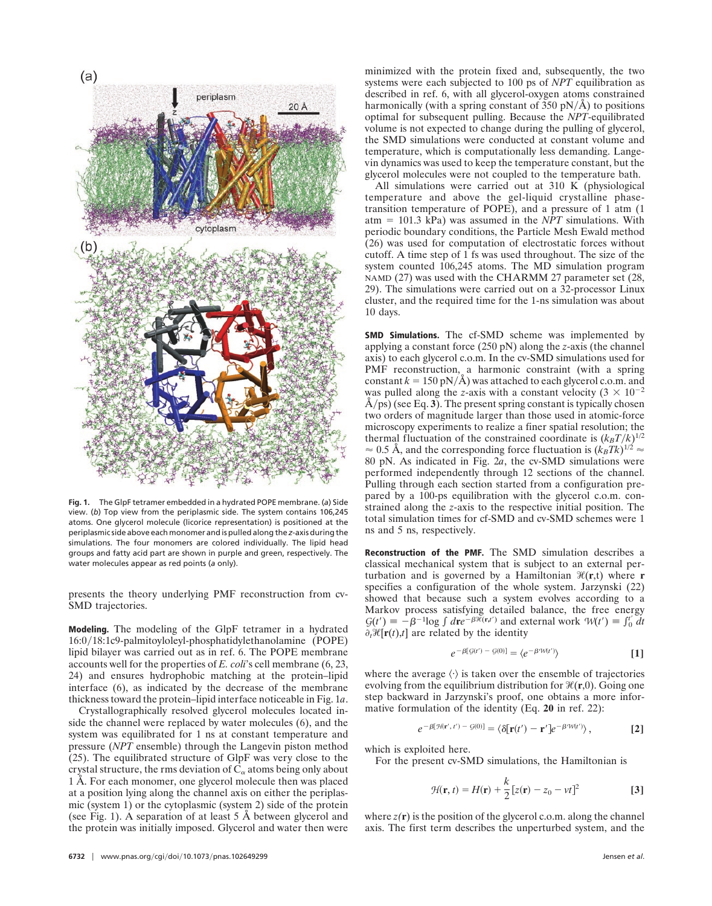Fig. 1. The GlpF tetramer embedded in a hydrated POPE membrane. (*a*) Side view. (*b*) Top view from the periplasmic side. The system contains 106,245 atoms. One glycerol molecule (licorice representation) is positioned at the periplasmic side above each monomer and is pulled along the *z*-axis during the simulations. The four monomers are colored individually. The lipid head groups and fatty acid part are shown in purple and green, respectively. The water molecules appear as red points (*a* only).

presents the theory underlying PMF reconstruction from cv-SMD trajectories.

**Modeling.** The modeling of the GlpF tetramer in a hydrated 16:0/18:1c9-palmitoyloleyl-phosphatidylethanolamine (POPE) lipid bilayer was carried out as in ref. 6. The POPE membrane accounts well for the properties of *E. coli*'s cell membrane (6, 23, 24) and ensures hydrophobic matching at the protein–lipid interface (6), as indicated by the decrease of the membrane thickness toward the protein–lipid interface noticeable in Fig. 1*a*.

Crystallographically resolved glycerol molecules located inside the channel were replaced by water molecules (6), and the system was equilibrated for 1 ns at constant temperature and pressure (*NPT* ensemble) through the Langevin piston method (25). The equilibrated structure of GlpF was very close to the crystal structure, the rms deviation of $C_\alpha$ atoms being only about 1 Å. For each monomer, one glycerol molecule then was placed at a position lying along the channel axis on either the periplasmic (system 1) or the cytoplasmic (system 2) side of the protein (see Fig. 1). A separation of at least 5 Å between glycerol and the protein was initially imposed. Glycerol and water then were minimized with the protein fixed and, subsequently, the two systems were each subjected to 100 ps of *NPT* equilibration as described in ref. 6, with all glycerol-oxygen atoms constrained harmonically (with a spring constant of 350 pN/Å) to positions optimal for subsequent pulling. Because the *NPT*-equilibrated volume is not expected to change during the pulling of glycerol, the SMD simulations were conducted at constant volume and temperature, which is computationally less demanding. Langevin dynamics was used to keep the temperature constant, but the glycerol molecules were not coupled to the temperature bath.

All simulations were carried out at 310 K (physiological temperature and above the gel-liquid crystalline phase-transition temperature of POPE), and a pressure of 1 atm (1 atm = 101.3 kPa) was assumed in the *NPT* simulations. With periodic boundary conditions, the Particle Mesh Ewald method (26) was used for computation of electrostatic forces without cutoff. A time step of 1 fs was used throughout. The size of the system counted 106,245 atoms. The MD simulation program NAMD (27) was used with the CHARMM 27 parameter set (28, 29). The simulations were carried out on a 32-processor Linux cluster, and the required time for the 1-ns simulation was about 10 days.

**SMD Simulations.** The cf-SMD scheme was implemented by applying a constant force (250 pN) along the *z*-axis (the channel axis) to each glycerol c.o.m. In the cv-SMD simulations used for PMF reconstruction, a harmonic constraint (with a spring constant $k = 150$ pN/Å) was attached to each glycerol c.o.m. and was pulled along the *z*-axis with a constant velocity ($3 \times 10^{-2}$ Å/ps) (see Eq. **3**). The present spring constant is typically chosen two orders of magnitude larger than those used in atomic-force microscopy experiments to realize a finer spatial resolution; the thermal fluctuation of the constrained coordinate is $(k_BT/k)^{1/2} \approx 0.5$ Å, and the corresponding force fluctuation is $(k_BTk)^{1/2} \approx 80$ pN. As indicated in Fig. 2*a*, the cv-SMD simulations were performed independently through 12 sections of the channel. Pulling through each section started from a configuration prepared by a 100-ps equilibration with the glycerol c.o.m. constrained along the *z*-axis to the respective initial position. The total simulation times for cf-SMD and cv-SMD schemes were 1 ns and 5 ns, respectively.

**Reconstruction of the PMF.** The SMD simulation describes a classical mechanical system that is subject to an external perturbation and is governed by a Hamiltonian $\mathcal{H}(\mathbf{r},t)$ where $\mathbf{r}$ specifies a configuration of the whole system. Jarzynski (22) showed that because such a system evolves according to a Markov process satisfying detailed balance, the free energy $\mathcal{G}(t') \equiv -\beta^{-1}\log \int d\mathbf{r} e^{-\beta\mathcal{H}(\mathbf{r},t')}$ and external work $\mathcal{W}(t') \equiv \int_0^{t'} dt\, \partial_t\mathcal{H}[\mathbf{r}(t),t]$ are related by the identity

$$e^{-\beta[\mathcal{G}(t') - \mathcal{G}(0)]} = \langle e^{-\beta\mathcal{W}(t')}\rangle \qquad [1]$$

where the average $\langle\cdot\rangle$ is taken over the ensemble of trajectories evolving from the equilibrium distribution for $\mathcal{H}(\mathbf{r},0)$. Going one step backward in Jarzynski's proof, one obtains a more informative formulation of the identity (Eq. **20** in ref. 22):

$$e^{-\beta[\mathcal{H}(\mathbf{r}',t') - \mathcal{G}(0)]} = \langle\delta[\mathbf{r}(t') - \mathbf{r}']e^{-\beta\mathcal{W}(t')}\rangle, \qquad [2]$$

which is exploited here.

For the present cv-SMD simulations, the Hamiltonian is

$$\mathcal{H}(\mathbf{r}, t) = H(\mathbf{r}) + \frac{k}{2}[z(\mathbf{r}) - z_0 - vt]^2 \qquad [3]$$

where $z(\mathbf{r})$ is the position of the glycerol c.o.m. along the channel axis. The first term describes the unperturbed system, and the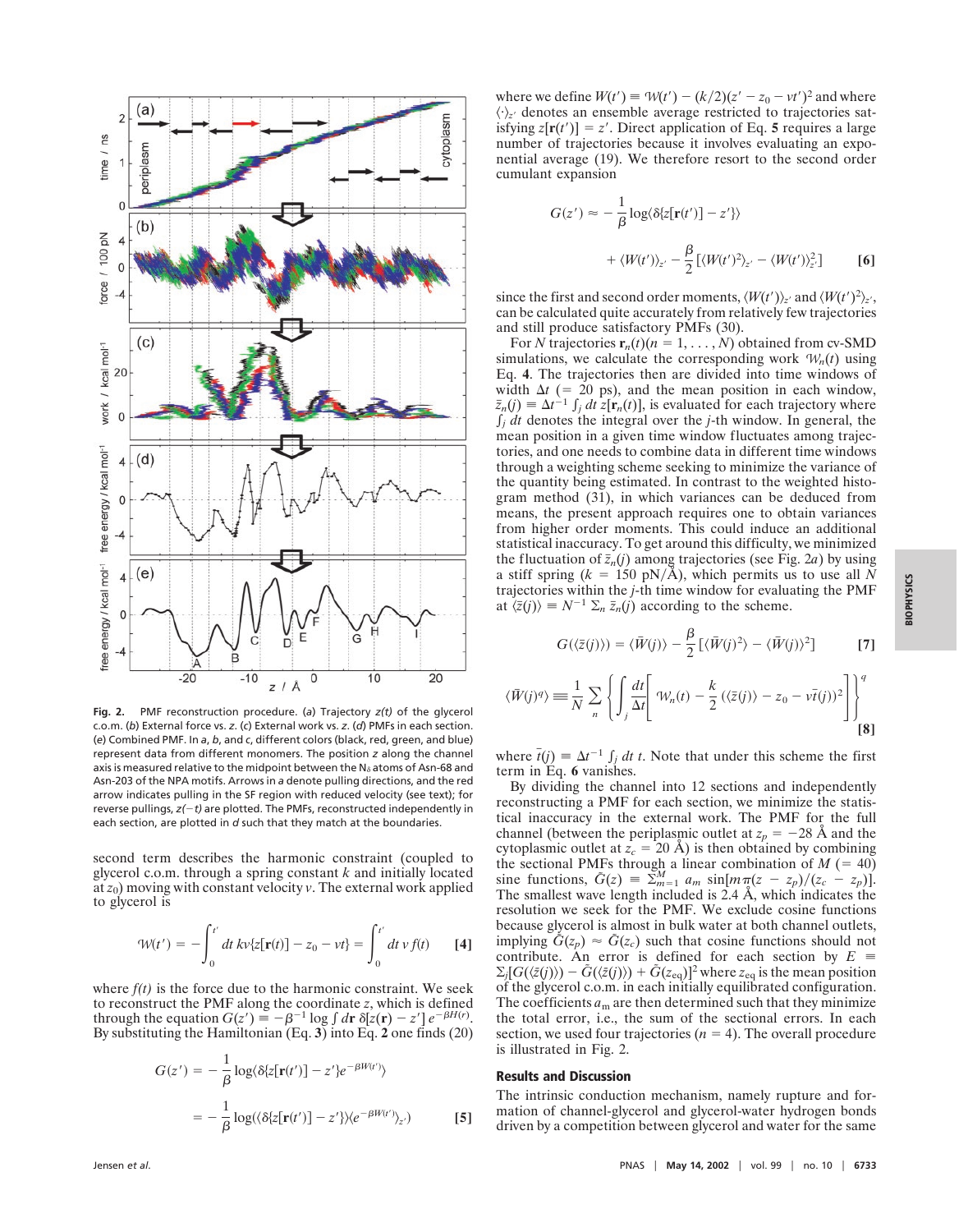**Fig. 2.** PMF reconstruction procedure. (*a*) Trajectory *z(t)* of the glycerol c.o.m. (*b*) External force vs. *z*. (*c*) External work vs. *z*. (*d*) PMFs in each section. (*e*) Combined PMF. In *a*, *b*, and *c*, different colors (black, red, green, and blue) represent data from different monomers. The position *z* along the channel axis is measured relative to the midpoint between the $N_\delta$ atoms of Asn-68 and Asn-203 of the NPA motifs. Arrows in *a* denote pulling directions, and the red arrow indicates pulling in the SF region with reduced velocity (see text); for reverse pullings, *z(−t)* are plotted. The PMFs, reconstructed independently in each section, are plotted in *d* such that they match at the boundaries.

second term describes the harmonic constraint (coupled to glycerol c.o.m. through a spring constant $k$ and initially located at $z_0$) moving with constant velocity $v$. The external work applied to glycerol is

$$\mathcal{W}(t') = -\int_0^{t'} dt\, kv\{z[\mathbf{r}(t)] - z_0 - vt\} = \int_0^{t'} dt\, v\, f(t) \qquad [4]$$

where $f(t)$ is the force due to the harmonic constraint. We seek to reconstruct the PMF along the coordinate $z$, which is defined through the equation $G(z') \equiv -\beta^{-1} \log \int d\mathbf{r}\, \delta[z(\mathbf{r}) - z']\, e^{-\beta H(r)}$. By substituting the Hamiltonian (Eq. **3**) into Eq. **2** one finds (20)

$$G(z') = -\frac{1}{\beta}\log\langle \delta\{z[\mathbf{r}(t')] - z'\} e^{-\beta W(t')}\rangle$$

$$= -\frac{1}{\beta}\log(\langle \delta\{z[\mathbf{r}(t')] - z'\}\rangle \langle e^{-\beta W(t')}\rangle_{z'}) \qquad [5]$$

where we define $W(t') \equiv \mathcal{W}(t') - (k/2)(z' - z_0 - vt')^2$ and where $\langle\cdot\rangle_{z'}$ denotes an ensemble average restricted to trajectories satisfying $z[\mathbf{r}(t')] = z'$. Direct application of Eq. **5** requires a large number of trajectories because it involves evaluating an exponential average (19). We therefore resort to the second order cumulant expansion

$$G(z') \approx -\frac{1}{\beta}\log\langle \delta\{z[\mathbf{r}(t')] - z'\}\rangle + \langle W(t')\rangle_{z'} - \frac{\beta}{2}\left[\langle W(t')^2\rangle_{z'} - \langle W(t')\rangle_{z'}^2\right] \qquad [6]$$

since the first and second order moments, $\langle W(t')\rangle_{z'}$ and $\langle W(t')^2\rangle_{z'}$, can be calculated quite accurately from relatively few trajectories and still produce satisfactory PMFs (30).

For $N$ trajectories $\mathbf{r}_n(t)(n = 1, \ldots, N)$ obtained from cv-SMD simulations, we calculate the corresponding work $\mathcal{W}_n(t)$ using Eq. **4**. The trajectories then are divided into time windows of width $\Delta t$ (= 20 ps), and the mean position in each window, $\bar{z}_n(j) \equiv \Delta t^{-1} \int_j dt\, z[\mathbf{r}_n(t)]$, is evaluated for each trajectory where $\int_j dt$ denotes the integral over the $j$-th window. In general, the mean position in a given time window fluctuates among trajectories, and one needs to combine data in different time windows through a weighting scheme seeking to minimize the variance of the quantity being estimated. In contrast to the weighted histogram method (31), in which variances can be deduced from means, the present approach requires one to obtain variances from higher order moments. This could induce an additional statistical inaccuracy. To get around this difficulty, we minimized the fluctuation of $\bar{z}_n(j)$ among trajectories (see Fig. 2*a*) by using a stiff spring ($k$ = 150 pN/Å), which permits us to use all $N$ trajectories within the $j$-th time window for evaluating the PMF at $\langle\bar{z}(j)\rangle \equiv N^{-1} \sum_n \bar{z}_n(j)$ according to the scheme.

$$G(\langle\bar{z}(j)\rangle) = \langle\bar{W}(j)\rangle - \frac{\beta}{2}\left[\langle\bar{W}(j)^2\rangle - \langle\bar{W}(j)\rangle^2\right] \qquad [7]$$

$$\langle\bar{W}(j)^q\rangle \equiv \frac{1}{N}\sum_n \left\{\int_j \frac{dt}{\Delta t}\left[\mathcal{W}_n(t) - \frac{k}{2}(\langle\bar{z}(j)\rangle - z_0 - v\bar{t}(j))^2\right]\right\}^q \qquad [8]$$

where $\bar{t}(j) \equiv \Delta t^{-1} \int_j dt\, t$. Note that under this scheme the first term in Eq. **6** vanishes.

By dividing the channel into 12 sections and independently reconstructing a PMF for each section, we minimize the statistical inaccuracy in the external work. The PMF for the full channel (between the periplasmic outlet at $z_p$ = −28 Å and the cytoplasmic outlet at $z_c$ = 20 Å) is then obtained by combining the sectional PMFs through a linear combination of $M$ (= 40) sine functions, $\tilde{G}(z) \equiv \sum_{m=1}^{M} a_m \sin[m\pi(z - z_p)/(z_c - z_p)]$. The smallest wave length included is 2.4 Å, which indicates the resolution we seek for the PMF. We exclude cosine functions because glycerol is almost in bulk water at both channel outlets, implying $\tilde{G}(z_p) \approx \tilde{G}(z_c)$ such that cosine functions should not contribute. An error is defined for each section by $E \equiv \sum_j[G(\langle\bar{z}(j)\rangle) - \tilde{G}(\langle\bar{z}(j)\rangle) + \tilde{G}(z_{eq})]^2$ where $z_{eq}$ is the mean position of the glycerol c.o.m. in each initially equilibrated configuration. The coefficients $a_m$ are then determined such that they minimize the total error, i.e., the sum of the sectional errors. In each section, we used four trajectories ($n$ = 4). The overall procedure is illustrated in Fig. 2.

## Results and Discussion

The intrinsic conduction mechanism, namely rupture and formation of channel-glycerol and glycerol-water hydrogen bonds driven by a competition between glycerol and water for the same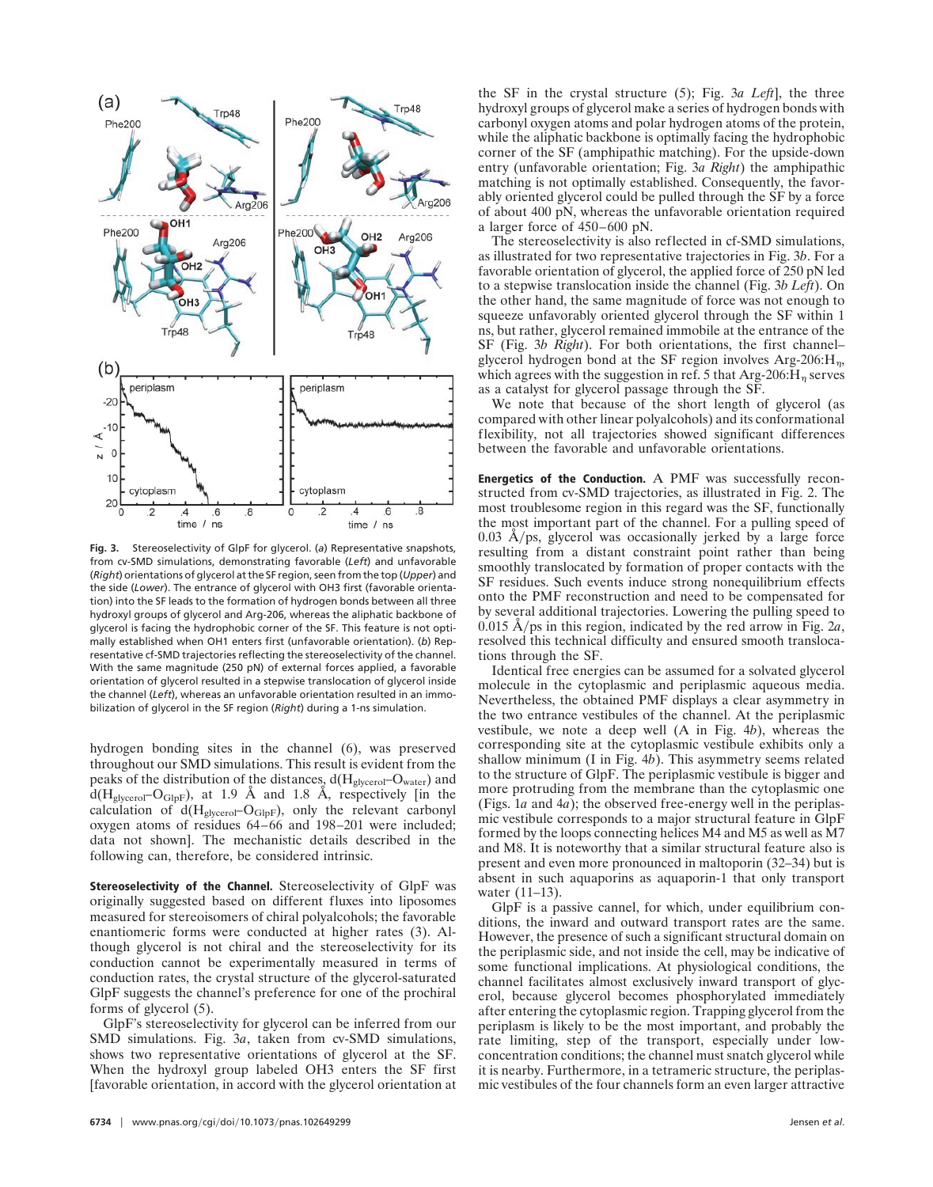Fig. 3. Stereoselectivity of GlpF for glycerol. (*a*) Representative snapshots, from cv-SMD simulations, demonstrating favorable (*Left*) and unfavorable (*Right*) orientations of glycerol at the SF region, seen from the top (*Upper*) and the side (*Lower*). The entrance of glycerol with OH3 first (favorable orientation) into the SF leads to the formation of hydrogen bonds between all three hydroxyl groups of glycerol and Arg-206, whereas the aliphatic backbone of glycerol is facing the hydrophobic corner of the SF. This feature is not optimally established when OH1 enters first (unfavorable orientation). (*b*) Representative cf-SMD trajectories reflecting the stereoselectivity of the channel. With the same magnitude (250 pN) of external forces applied, a favorable orientation of glycerol resulted in a stepwise translocation of glycerol inside the channel (*Left*), whereas an unfavorable orientation resulted in an immobilization of glycerol in the SF region (*Right*) during a 1-ns simulation.

hydrogen bonding sites in the channel (6), was preserved throughout our SMD simulations. This result is evident from the peaks of the distribution of the distances, $d(H_{glycerol}–O_{water})$ and $d(H_{glycerol}–O_{GlpF})$, at 1.9 Å and 1.8 Å, respectively [in the calculation of $d(H_{glycerol}–O_{GlpF})$, only the relevant carbonyl oxygen atoms of residues 64–66 and 198–201 were included; data not shown]. The mechanistic details described in the following can, therefore, be considered intrinsic.

**Stereoselectivity of the Channel.** Stereoselectivity of GlpF was originally suggested based on different fluxes into liposomes measured for stereoisomers of chiral polyalcohols; the favorable enantiomeric forms were conducted at higher rates (3). Although glycerol is not chiral and the stereoselectivity for its conduction cannot be experimentally measured in terms of conduction rates, the crystal structure of the glycerol-saturated GlpF suggests the channel's preference for one of the prochiral forms of glycerol (5).

GlpF's stereoselectivity for glycerol can be inferred from our SMD simulations. Fig. 3*a*, taken from cv-SMD simulations, shows two representative orientations of glycerol at the SF. When the hydroxyl group labeled OH3 enters the SF first [favorable orientation, in accord with the glycerol orientation at the SF in the crystal structure (5); Fig. 3*a Left*], the three hydroxyl groups of glycerol make a series of hydrogen bonds with carbonyl oxygen atoms and polar hydrogen atoms of the protein, while the aliphatic backbone is optimally facing the hydrophobic corner of the SF (amphipathic matching). For the upside-down entry (unfavorable orientation; Fig. 3*a Right*) the amphipathic matching is not optimally established. Consequently, the favorably oriented glycerol could be pulled through the SF by a force of about 400 pN, whereas the unfavorable orientation required a larger force of 450–600 pN.

The stereoselectivity is also reflected in cf-SMD simulations, as illustrated for two representative trajectories in Fig. 3*b*. For a favorable orientation of glycerol, the applied force of 250 pN led to a stepwise translocation inside the channel (Fig. 3*b Left*). On the other hand, the same magnitude of force was not enough to squeeze unfavorably oriented glycerol through the SF within 1 ns, but rather, glycerol remained immobile at the entrance of the SF (Fig. 3*b Right*). For both orientations, the first channel–glycerol hydrogen bond at the SF region involves Arg-206:$H_\eta$, which agrees with the suggestion in ref. 5 that Arg-206:$H_\eta$ serves as a catalyst for glycerol passage through the SF.

We note that because of the short length of glycerol (as compared with other linear polyalcohols) and its conformational flexibility, not all trajectories showed significant differences between the favorable and unfavorable orientations.

**Energetics of the Conduction.** A PMF was successfully reconstructed from cv-SMD trajectories, as illustrated in Fig. 2. The most troublesome region in this regard was the SF, functionally the most important part of the channel. For a pulling speed of 0.03 Å/ps, glycerol was occasionally jerked by a large force resulting from a distant constraint point rather than being smoothly translocated by formation of proper contacts with the SF residues. Such events induce strong nonequilibrium effects onto the PMF reconstruction and need to be compensated for by several additional trajectories. Lowering the pulling speed to 0.015 Å/ps in this region, indicated by the red arrow in Fig. 2*a*, resolved this technical difficulty and ensured smooth translocations through the SF.

Identical free energies can be assumed for a solvated glycerol molecule in the cytoplasmic and periplasmic aqueous media. Nevertheless, the obtained PMF displays a clear asymmetry in the two entrance vestibules of the channel. At the periplasmic vestibule, we note a deep well (A in Fig. 4*b*), whereas the corresponding site at the cytoplasmic vestibule exhibits only a shallow minimum (I in Fig. 4*b*). This asymmetry seems related to the structure of GlpF. The periplasmic vestibule is bigger and more protruding from the membrane than the cytoplasmic one (Figs. 1*a* and 4*a*); the observed free-energy well in the periplasmic vestibule corresponds to a major structural feature in GlpF formed by the loops connecting helices M4 and M5 as well as M7 and M8. It is noteworthy that a similar structural feature also is present and even more pronounced in maltoporin (32–34) but is absent in such aquaporins as aquaporin-1 that only transport water (11–13).

GlpF is a passive cannel, for which, under equilibrium conditions, the inward and outward transport rates are the same. However, the presence of such a significant structural domain on the periplasmic side, and not inside the cell, may be indicative of some functional implications. At physiological conditions, the channel facilitates almost exclusively inward transport of glycerol, because glycerol becomes phosphorylated immediately after entering the cytoplasmic region. Trapping glycerol from the periplasm is likely to be the most important, and probably the rate limiting, step of the transport, especially under low-concentration conditions; the channel must snatch glycerol while it is nearby. Furthermore, in a tetrameric structure, the periplasmic vestibules of the four channels form an even larger attractive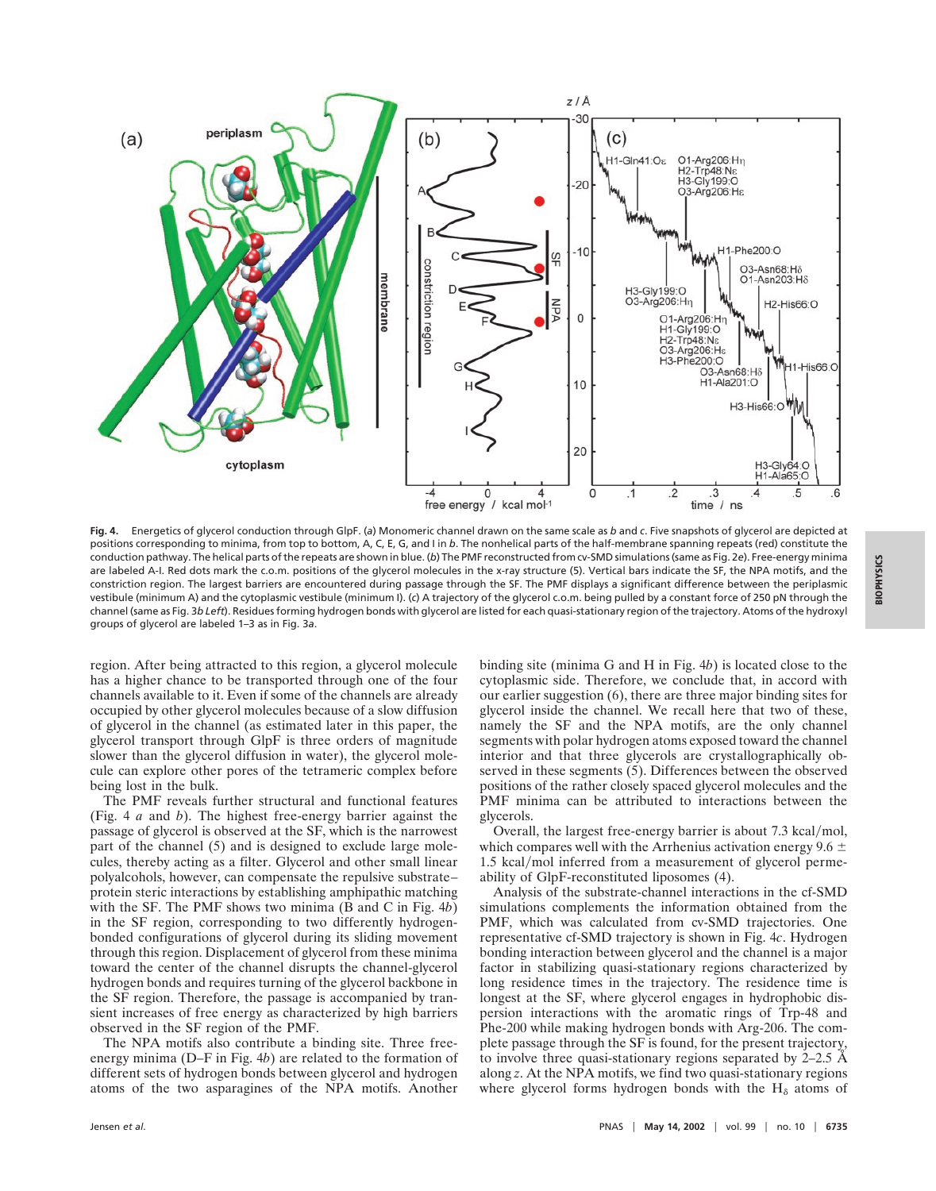**Fig. 4.** Energetics of glycerol conduction through GlpF. (*a*) Monomeric channel drawn on the same scale as *b* and *c*. Five snapshots of glycerol are depicted at positions corresponding to minima, from top to bottom, A, C, E, G, and I in *b*. The nonhelical parts of the half-membrane spanning repeats (red) constitute the conduction pathway. The helical parts of the repeats are shown in blue. (*b*) The PMF reconstructed from cv-SMD simulations (same as Fig. 2*e*). Free-energy minima are labeled A–I. Red dots mark the c.o.m. positions of the glycerol molecules in the x-ray structure (5). Vertical bars indicate the SF, the NPA motifs, and the constriction region. The largest barriers are encountered during passage through the SF. The PMF displays a significant difference between the periplasmic vestibule (minimum A) and the cytoplasmic vestibule (minimum I). (*c*) A trajectory of the glycerol c.o.m. being pulled by a constant force of 250 pN through the channel (same as Fig. 3*b Left*). Residues forming hydrogen bonds with glycerol are listed for each quasi-stationary region of the trajectory. Atoms of the hydroxyl groups of glycerol are labeled 1–3 as in Fig. 3*a*.

region. After being attracted to this region, a glycerol molecule has a higher chance to be transported through one of the four channels available to it. Even if some of the channels are already occupied by other glycerol molecules because of a slow diffusion of glycerol in the channel (as estimated later in this paper, the glycerol transport through GlpF is three orders of magnitude slower than the glycerol diffusion in water), the glycerol molecule can explore other pores of the tetrameric complex before being lost in the bulk.

The PMF reveals further structural and functional features (Fig. 4 *a* and *b*). The highest free-energy barrier against the passage of glycerol is observed at the SF, which is the narrowest part of the channel (5) and is designed to exclude large molecules, thereby acting as a filter. Glycerol and other small linear polyalcohols, however, can compensate the repulsive substrate–protein steric interactions by establishing amphipathic matching with the SF. The PMF shows two minima (B and C in Fig. 4*b*) in the SF region, corresponding to two differently hydrogen-bonded configurations of glycerol during its sliding movement through this region. Displacement of glycerol from these minima toward the center of the channel disrupts the channel-glycerol hydrogen bonds and requires turning of the glycerol backbone in the SF region. Therefore, the passage is accompanied by transient increases of free energy as characterized by high barriers observed in the SF region of the PMF.

The NPA motifs also contribute a binding site. Three free-energy minima (D–F in Fig. 4*b*) are related to the formation of different sets of hydrogen bonds between glycerol and hydrogen atoms of the two asparagines of the NPA motifs. Another binding site (minima G and H in Fig. 4*b*) is located close to the cytoplasmic side. Therefore, we conclude that, in accord with our earlier suggestion (6), there are three major binding sites for glycerol inside the channel. We recall here that two of these, namely the SF and the NPA motifs, are the only channel segments with polar hydrogen atoms exposed toward the channel interior and that three glycerols are crystallographically observed in these segments (5). Differences between the observed positions of the rather closely spaced glycerol molecules and the PMF minima can be attributed to interactions between the glycerols.

Overall, the largest free-energy barrier is about 7.3 kcal/mol, which compares well with the Arrhenius activation energy 9.6 ± 1.5 kcal/mol inferred from a measurement of glycerol permeability of GlpF-reconstituted liposomes (4).

Analysis of the substrate-channel interactions in the cf-SMD simulations complements the information obtained from the PMF, which was calculated from cv-SMD trajectories. One representative cf-SMD trajectory is shown in Fig. 4*c*. Hydrogen bonding interaction between glycerol and the channel is a major factor in stabilizing quasi-stationary regions characterized by long residence times in the trajectory. The residence time is longest at the SF, where glycerol engages in hydrophobic dispersion interactions with the aromatic rings of Trp-48 and Phe-200 while making hydrogen bonds with Arg-206. The complete passage through the SF is found, for the present trajectory, to involve three quasi-stationary regions separated by 2–2.5 Å along *z*. At the NPA motifs, we find two quasi-stationary regions where glycerol forms hydrogen bonds with the $H_\delta$ atoms of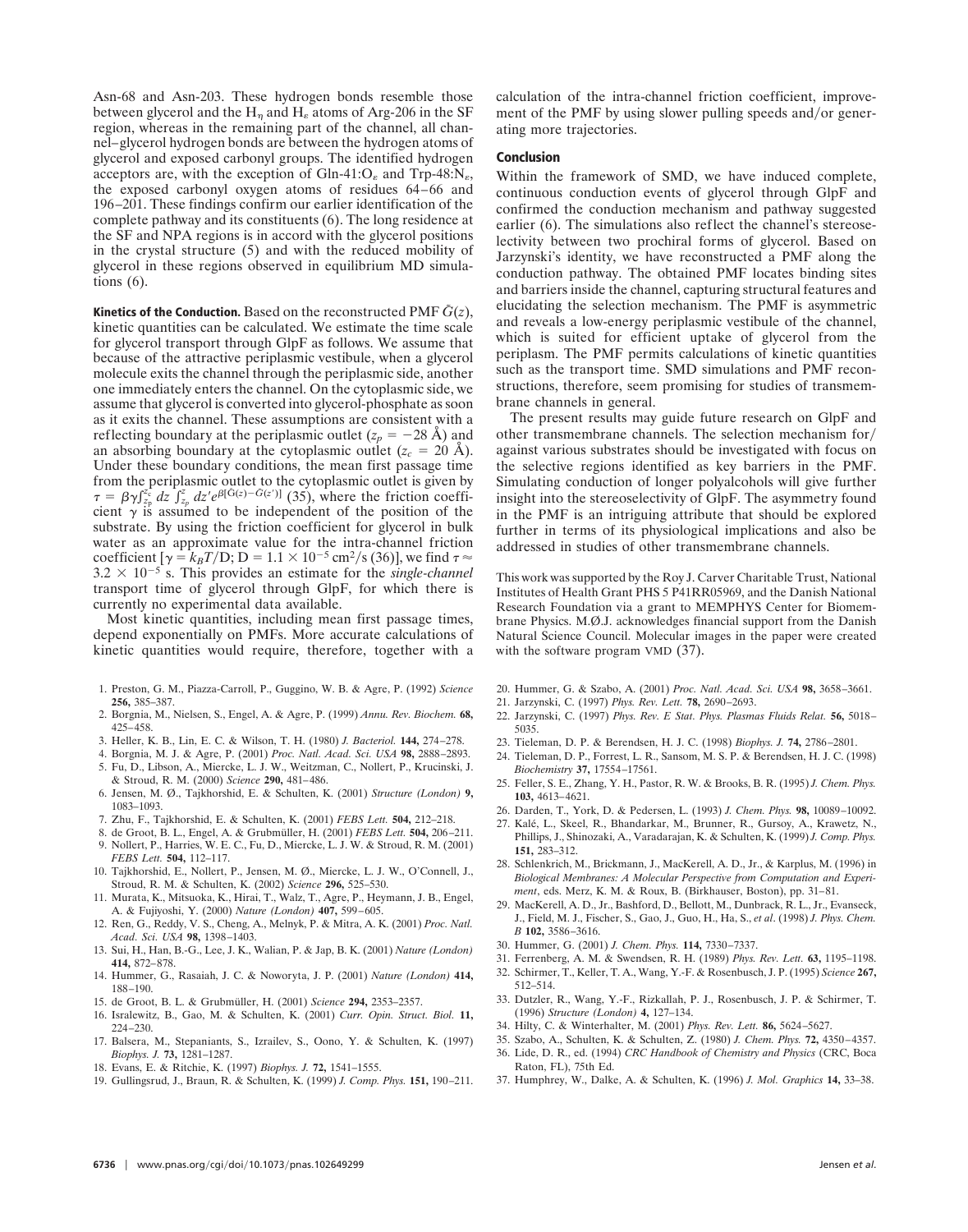Asn-68 and Asn-203. These hydrogen bonds resemble those between glycerol and the $H_\eta$ and $H_\varepsilon$ atoms of Arg-206 in the SF region, whereas in the remaining part of the channel, all channel–glycerol hydrogen bonds are between the hydrogen atoms of glycerol and exposed carbonyl groups. The identified hydrogen acceptors are, with the exception of Gln-41:$O_\varepsilon$ and Trp-48:$N_\varepsilon$, the exposed carbonyl oxygen atoms of residues 64–66 and 196–201. These findings confirm our earlier identification of the complete pathway and its constituents (6). The long residence at the SF and NPA regions is in accord with the glycerol positions in the crystal structure (5) and with the reduced mobility of glycerol in these regions observed in equilibrium MD simulations (6).

**Kinetics of the Conduction.** Based on the reconstructed PMF $\tilde{G}(z)$, kinetic quantities can be calculated. We estimate the time scale for glycerol transport through GlpF as follows. We assume that because of the attractive periplasmic vestibule, when a glycerol molecule exits the channel through the periplasmic side, another one immediately enters the channel. On the cytoplasmic side, we assume that glycerol is converted into glycerol-phosphate as soon as it exits the channel. These assumptions are consistent with a reflecting boundary at the periplasmic outlet ($z_p = -28$ Å) and an absorbing boundary at the cytoplasmic outlet ($z_c = 20$ Å). Under these boundary conditions, the mean first passage time from the periplasmic outlet to the cytoplasmic outlet is given by $\tau = \beta\gamma\int_{z_p}^{z_c} dz \int_{z_p}^{z} dz' e^{\beta[\tilde{G}(z)-\tilde{G}(z')]}$ (35), where the friction coefficient $\gamma$ is assumed to be independent of the position of the substrate. By using the friction coefficient for glycerol in bulk water as an approximate value for the intra-channel friction coefficient [$\gamma = k_BT/D$; $D = 1.1 \times 10^{-5}$ cm$^2$/s (36)], we find $\tau \approx 3.2 \times 10^{-5}$ s. This provides an estimate for the *single-channel* transport time of glycerol through GlpF, for which there is currently no experimental data available.

Most kinetic quantities, including mean first passage times, depend exponentially on PMFs. More accurate calculations of kinetic quantities would require, therefore, together with a calculation of the intra-channel friction coefficient, improvement of the PMF by using slower pulling speeds and/or generating more trajectories.

## Conclusion

Within the framework of SMD, we have induced complete, continuous conduction events of glycerol through GlpF and confirmed the conduction mechanism and pathway suggested earlier (6). The simulations also reflect the channel's stereoselectivity between two prochiral forms of glycerol. Based on Jarzynski's identity, we have reconstructed a PMF along the conduction pathway. The obtained PMF locates binding sites and barriers inside the channel, capturing structural features and elucidating the selection mechanism. The PMF is asymmetric and reveals a low-energy periplasmic vestibule of the channel, which is suited for efficient uptake of glycerol from the periplasm. The PMF permits calculations of kinetic quantities such as the transport time. SMD simulations and PMF reconstructions, therefore, seem promising for studies of transmembrane channels in general.

The present results may guide future research on GlpF and other transmembrane channels. The selection mechanism for/against various substrates should be investigated with focus on the selective regions identified as key barriers in the PMF. Simulating conduction of longer polyalcohols will give further insight into the stereoselectivity of GlpF. The asymmetry found in the PMF is an intriguing attribute that should be explored further in terms of its physiological implications and also be addressed in studies of other transmembrane channels.

This work was supported by the Roy J. Carver Charitable Trust, National Institutes of Health Grant PHS 5 P41RR05969, and the Danish National Research Foundation via a grant to MEMPHYS Center for Biomembrane Physics. M.Ø.J. acknowledges financial support from the Danish Natural Science Council. Molecular images in the paper were created with the software program VMD (37).

1. Preston, G. M., Piazza-Carroll, P., Guggino, W. B. & Agre, P. (1992) *Science* **256,** 385–387.
2. Borgnia, M., Nielsen, S., Engel, A. & Agre, P. (1999) *Annu. Rev. Biochem.* **68,** 425–458.
3. Heller, K. B., Lin, E. C. & Wilson, T. H. (1980) *J. Bacteriol.* **144,** 274–278.
4. Borgnia, M. J. & Agre, P. (2001) *Proc. Natl. Acad. Sci. USA* **98,** 2888–2893.
5. Fu, D., Libson, A., Miercke, L. J. W., Weitzman, C., Nollert, P., Krucinski, J. & Stroud, R. M. (2000) *Science* **290,** 481–486.
6. Jensen, M. Ø., Tajkhorshid, E. & Schulten, K. (2001) *Structure (London)* **9,** 1083–1093.
7. Zhu, F., Tajkhorshid, E. & Schulten, K. (2001) *FEBS Lett.* **504,** 212–218.
8. de Groot, B. L., Engel, A. & Grubmüller, H. (2001) *FEBS Lett.* **504,** 206–211.
9. Nollert, P., Harries, W. E. C., Fu, D., Miercke, L. J. W. & Stroud, R. M. (2001) *FEBS Lett.* **504,** 112–117.
10. Tajkhorshid, E., Nollert, P., Jensen, M. Ø., Miercke, L. J. W., O'Connell, J., Stroud, R. M. & Schulten, K. (2002) *Science* **296,** 525–530.
11. Murata, K., Mitsuoka, K., Hirai, T., Walz, T., Agre, P., Heymann, J. B., Engel, A. & Fujiyoshi, Y. (2000) *Nature (London)* **407,** 599–605.
12. Ren, G., Reddy, V. S., Cheng, A., Melnyk, P. & Mitra, A. K. (2001) *Proc. Natl. Acad. Sci. USA* **98,** 1398–1403.
13. Sui, H., Han, B.-G., Lee, J. K., Walian, P. & Jap, B. K. (2001) *Nature (London)* **414,** 872–878.
14. Hummer, G., Rasaiah, J. C. & Noworyta, J. P. (2001) *Nature (London)* **414,** 188–190.
15. de Groot, B. L. & Grubmüller, H. (2001) *Science* **294,** 2353–2357.
16. Isralewitz, B., Gao, M. & Schulten, K. (2001) *Curr. Opin. Struct. Biol.* **11,** 224–230.
17. Balsera, M., Stepaniants, S., Izrailev, S., Oono, Y. & Schulten, K. (1997) *Biophys. J.* **73,** 1281–1287.
18. Evans, E. & Ritchie, K. (1997) *Biophys. J.* **72,** 1541–1555.
19. Gullingsrud, J., Braun, R. & Schulten, K. (1999) *J. Comp. Phys.* **151,** 190–211.
20. Hummer, G. & Szabo, A. (2001) *Proc. Natl. Acad. Sci. USA* **98,** 3658–3661.
21. Jarzynski, C. (1997) *Phys. Rev. Lett.* **78,** 2690–2693.
22. Jarzynski, C. (1997) *Phys. Rev. E Stat. Phys. Plasmas Fluids Relat.* **56,** 5018–5035.
23. Tieleman, D. P. & Berendsen, H. J. C. (1998) *Biophys. J.* **74,** 2786–2801.
24. Tieleman, D. P., Forrest, L. R., Sansom, M. S. P. & Berendsen, H. J. C. (1998) *Biochemistry* **37,** 17554–17561.
25. Feller, S. E., Zhang, Y. H., Pastor, R. W. & Brooks, B. R. (1995) *J. Chem. Phys.* **103,** 4613–4621.
26. Darden, T., York, D. & Pedersen, L. (1993) *J. Chem. Phys.* **98,** 10089–10092.
27. Kalé, L., Skeel, R., Bhandarkar, M., Brunner, R., Gursoy, A., Krawetz, N., Phillips, J., Shinozaki, A., Varadarajan, K. & Schulten, K. (1999) *J. Comp. Phys.* **151,** 283–312.
28. Schlenkrich, M., Brickmann, J., MacKerell, A. D., Jr., & Karplus, M. (1996) in *Biological Membranes: A Molecular Perspective from Computation and Experiment*, eds. Merz, K. M. & Roux, B. (Birkhauser, Boston), pp. 31–81.
29. MacKerell, A. D., Jr., Bashford, D., Bellott, M., Dunbrack, R. L., Jr., Evanseck, J., Field, M. J., Fischer, S., Gao, J., Guo, H., Ha, S., *et al.* (1998) *J. Phys. Chem. B* **102,** 3586–3616.
30. Hummer, G. (2001) *J. Chem. Phys.* **114,** 7330–7337.
31. Ferrenberg, A. M. & Swendsen, R. H. (1989) *Phys. Rev. Lett.* **63,** 1195–1198.
32. Schirmer, T., Keller, T. A., Wang, Y.-F. & Rosenbusch, J. P. (1995) *Science* **267,** 512–514.
33. Dutzler, R., Wang, Y.-F., Rizkallah, P. J., Rosenbusch, J. P. & Schirmer, T. (1996) *Structure (London)* **4,** 127–134.
34. Hilty, C. & Winterhalter, M. (2001) *Phys. Rev. Lett.* **86,** 5624–5627.
35. Szabo, A., Schulten, K. & Schulten, Z. (1980) *J. Chem. Phys.* **72,** 4350–4357.
36. Lide, D. R., ed. (1994) *CRC Handbook of Chemistry and Physics* (CRC, Boca Raton, FL), 75th Ed.
37. Humphrey, W., Dalke, A. & Schulten, K. (1996) *J. Mol. Graphics* **14,** 33–38.